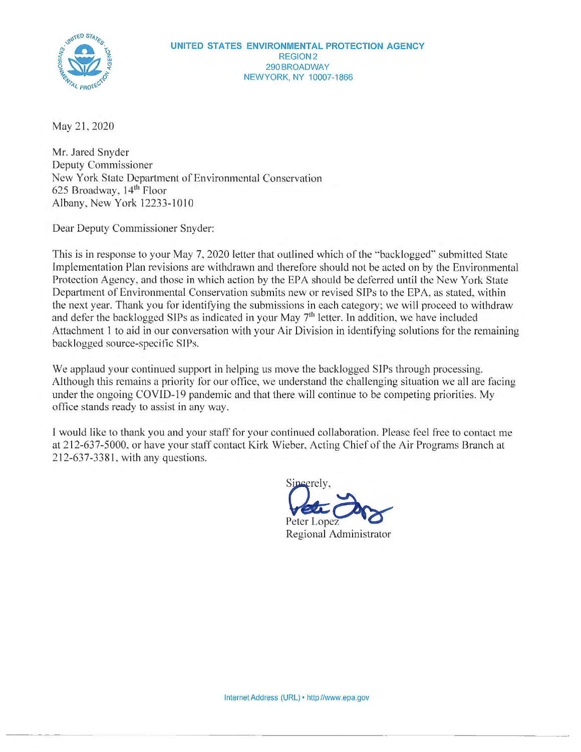**UNITED STATES ENVIRONMENTAL PROTECTION AGENCY**
REGION 2
290 BROADWAY
NEW YORK, NY 10007-1866

May 21, 2020

Mr. Jared Snyder
Deputy Commissioner
New York State Department of Environmental Conservation
625 Broadway, 14th Floor
Albany, New York 12233-1010

Dear Deputy Commissioner Snyder:

This is in response to your May 7, 2020 letter that outlined which of the "backlogged" submitted State Implementation Plan revisions are withdrawn and therefore should not be acted on by the Environmental Protection Agency, and those in which action by the EPA should be deferred until the New York State Department of Environmental Conservation submits new or revised SIPs to the EPA, as stated, within the next year. Thank you for identifying the submissions in each category; we will proceed to withdraw and defer the backlogged SIPs as indicated in your May 7th letter. In addition, we have included Attachment 1 to aid in our conversation with your Air Division in identifying solutions for the remaining backlogged source-specific SIPs.

We applaud your continued support in helping us move the backlogged SIPs through processing. Although this remains a priority for our office, we understand the challenging situation we all are facing under the ongoing COVID-19 pandemic and that there will continue to be competing priorities. My office stands ready to assist in any way.

I would like to thank you and your staff for your continued collaboration. Please feel free to contact me at 212-637-5000, or have your staff contact Kirk Wieber, Acting Chief of the Air Programs Branch at 212-637-3381, with any questions.

Sincerely,

Peter Lopez
Regional Administrator

Internet Address (URL) • http://www.epa.gov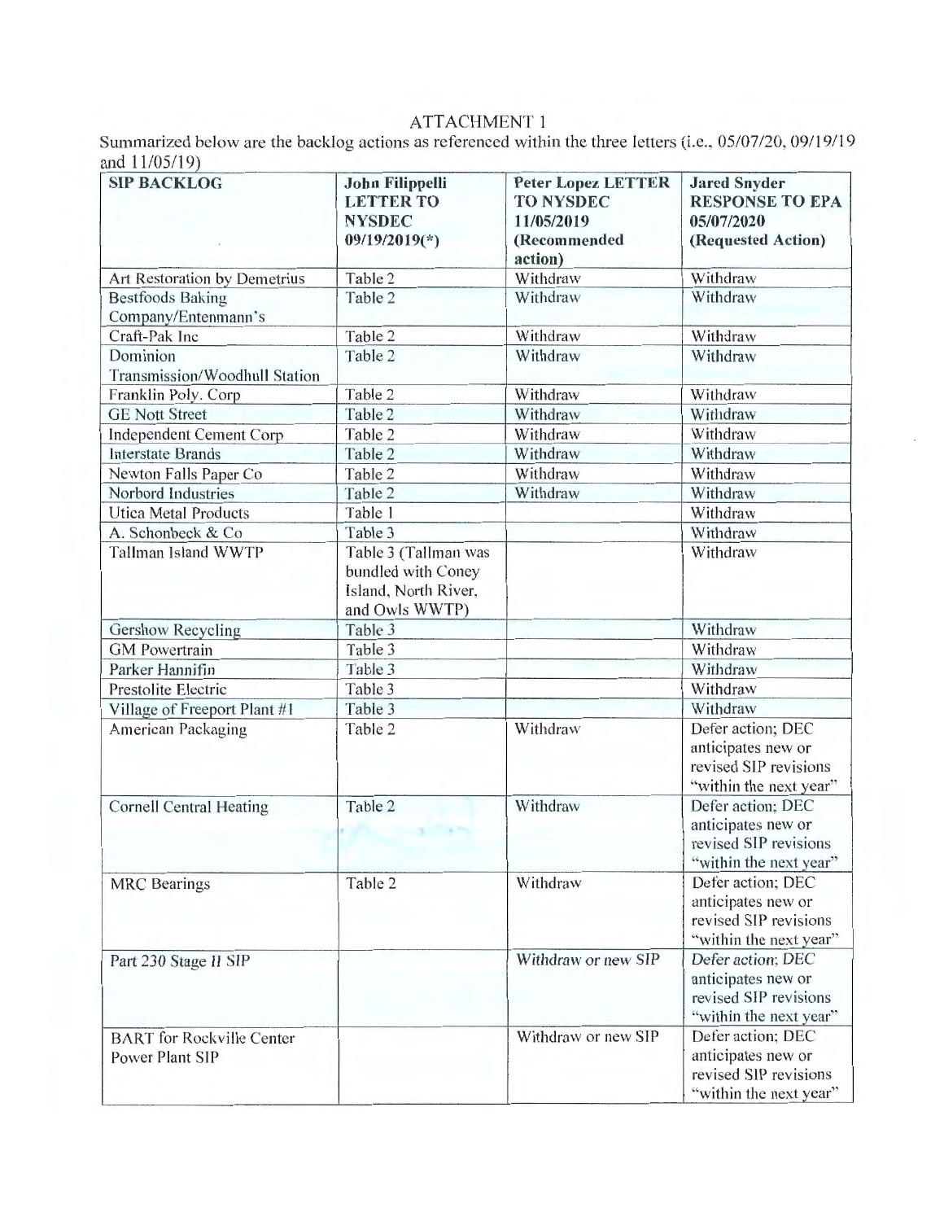# ATTACHMENT 1

Summarized below are the backlog actions as referenced within the three letters (i.e., 05/07/20, 09/19/19 and 11/05/19)

| SIP BACKLOG | John Filippelli LETTER TO NYSDEC 09/19/2019(*) | Peter Lopez LETTER TO NYSDEC 11/05/2019 (Recommended action) | Jared Snyder RESPONSE TO EPA 05/07/2020 (Requested Action) |
|---|---|---|---|
| Art Restoration by Demetrius | Table 2 | Withdraw | Withdraw |
| Bestfoods Baking Company/Entenmann's | Table 2 | Withdraw | Withdraw |
| Craft-Pak Inc | Table 2 | Withdraw | Withdraw |
| Dominion Transmission/Woodhull Station | Table 2 | Withdraw | Withdraw |
| Franklin Poly. Corp | Table 2 | Withdraw | Withdraw |
| GE Nott Street | Table 2 | Withdraw | Withdraw |
| Independent Cement Corp | Table 2 | Withdraw | Withdraw |
| Interstate Brands | Table 2 | Withdraw | Withdraw |
| Newton Falls Paper Co | Table 2 | Withdraw | Withdraw |
| Norbord Industries | Table 2 | Withdraw | Withdraw |
| Utica Metal Products | Table 1 | | Withdraw |
| A. Schonbeck & Co | Table 3 | | Withdraw |
| Tallman Island WWTP | Table 3 (Tallman was bundled with Coney Island, North River, and Owls WWTP) | | Withdraw |
| Gershow Recycling | Table 3 | | Withdraw |
| GM Powertrain | Table 3 | | Withdraw |
| Parker Hannifin | Table 3 | | Withdraw |
| Prestolite Electric | Table 3 | | Withdraw |
| Village of Freeport Plant #1 | Table 3 | | Withdraw |
| American Packaging | Table 2 | Withdraw | Defer action; DEC anticipates new or revised SIP revisions "within the next year" |
| Cornell Central Heating | Table 2 | Withdraw | Defer action; DEC anticipates new or revised SIP revisions "within the next year" |
| MRC Bearings | Table 2 | Withdraw | Defer action; DEC anticipates new or revised SIP revisions "within the next year" |
| Part 230 Stage II SIP | | Withdraw or new SIP | Defer action; DEC anticipates new or revised SIP revisions "within the next year" |
| BART for Rockville Center Power Plant SIP | | Withdraw or new SIP | Defer action; DEC anticipates new or revised SIP revisions "within the next year" |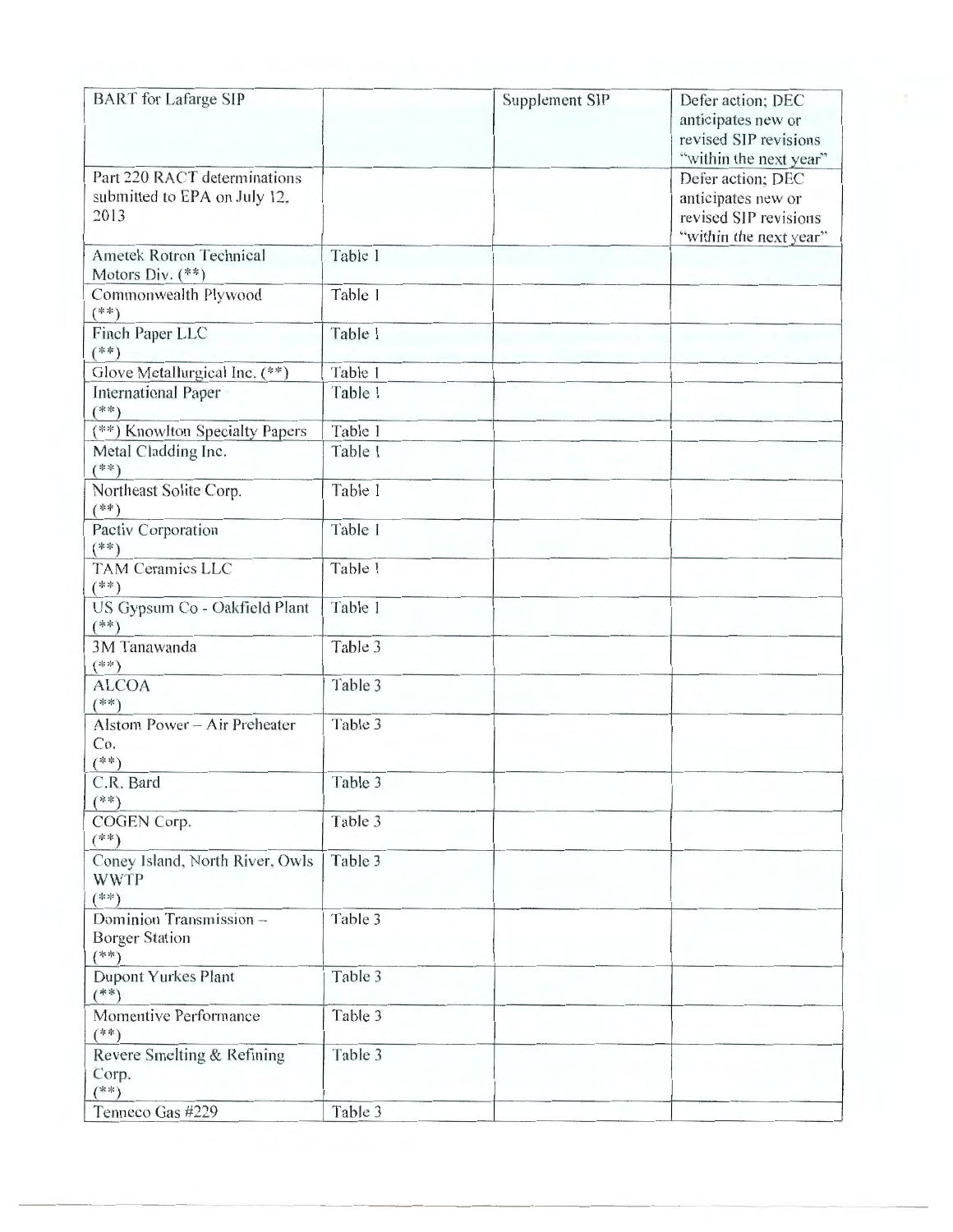| BART for Lafarge SIP | | Supplement SIP | Defer action; DEC anticipates new or revised SIP revisions "within the next year" |
|---|---|---|---|
| Part 220 RACT determinations submitted to EPA on July 12, 2013 | | | Defer action; DEC anticipates new or revised SIP revisions "within the next year" |
| Ametek Rotron Technical Motors Div. (**) | Table 1 | | |
| Commonwealth Plywood (**) | Table 1 | | |
| Finch Paper LLC (**) | Table 1 | | |
| Glove Metallurgical Inc. (**) | Table 1 | | |
| International Paper (**) | Table 1 | | |
| (**) Knowlton Specialty Papers | Table 1 | | |
| Metal Cladding Inc. (**) | Table 1 | | |
| Northeast Solite Corp. (**) | Table 1 | | |
| Pactiv Corporation (**) | Table 1 | | |
| TAM Ceramics LLC (**) | Table 1 | | |
| US Gypsum Co - Oakfield Plant (**) | Table 1 | | |
| 3M Tanawanda (**) | Table 3 | | |
| ALCOA (**) | Table 3 | | |
| Alstom Power – Air Preheater Co. (**) | Table 3 | | |
| C.R. Bard (**) | Table 3 | | |
| COGEN Corp. (**) | Table 3 | | |
| Coney Island, North River, Owls WWTP (**) | Table 3 | | |
| Dominion Transmission – Borger Station (**) | Table 3 | | |
| Dupont Yurkes Plant (**) | Table 3 | | |
| Momentive Performance (**) | Table 3 | | |
| Revere Smelting & Refining Corp. (**) | Table 3 | | |
| Tenneco Gas #229 | Table 3 | | |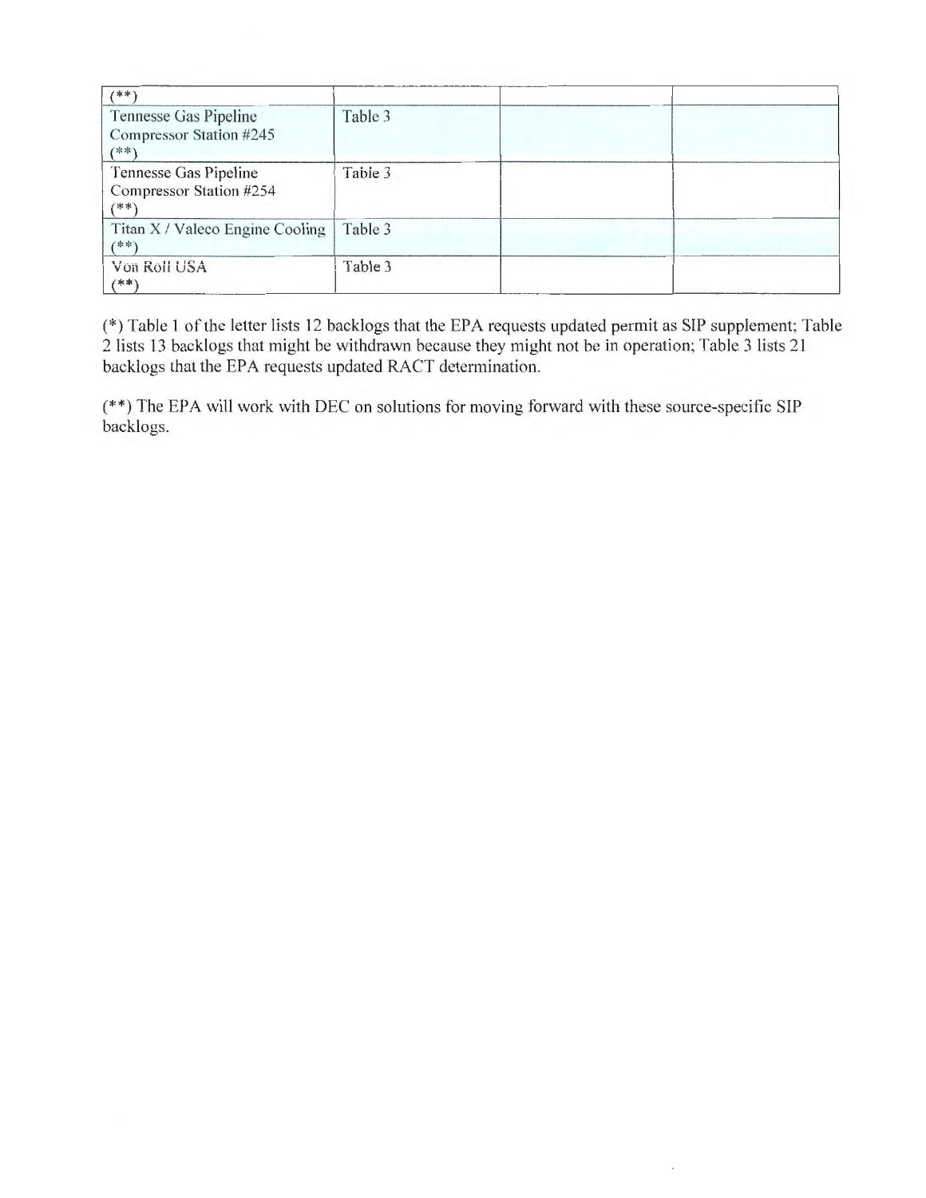| | | | |
|---|---|---|---|
| (**) | | | |
| Tennesse Gas Pipeline Compressor Station #245 (**) | Table 3 | | |
| Tennesse Gas Pipeline Compressor Station #254 (**) | Table 3 | | |
| Titan X / Valeco Engine Cooling (**) | Table 3 | | |
| Von Roll USA (**) | Table 3 | | |

(*) Table 1 of the letter lists 12 backlogs that the EPA requests updated permit as SIP supplement; Table 2 lists 13 backlogs that might be withdrawn because they might not be in operation; Table 3 lists 21 backlogs that the EPA requests updated RACT determination.

(**) The EPA will work with DEC on solutions for moving forward with these source-specific SIP backlogs.